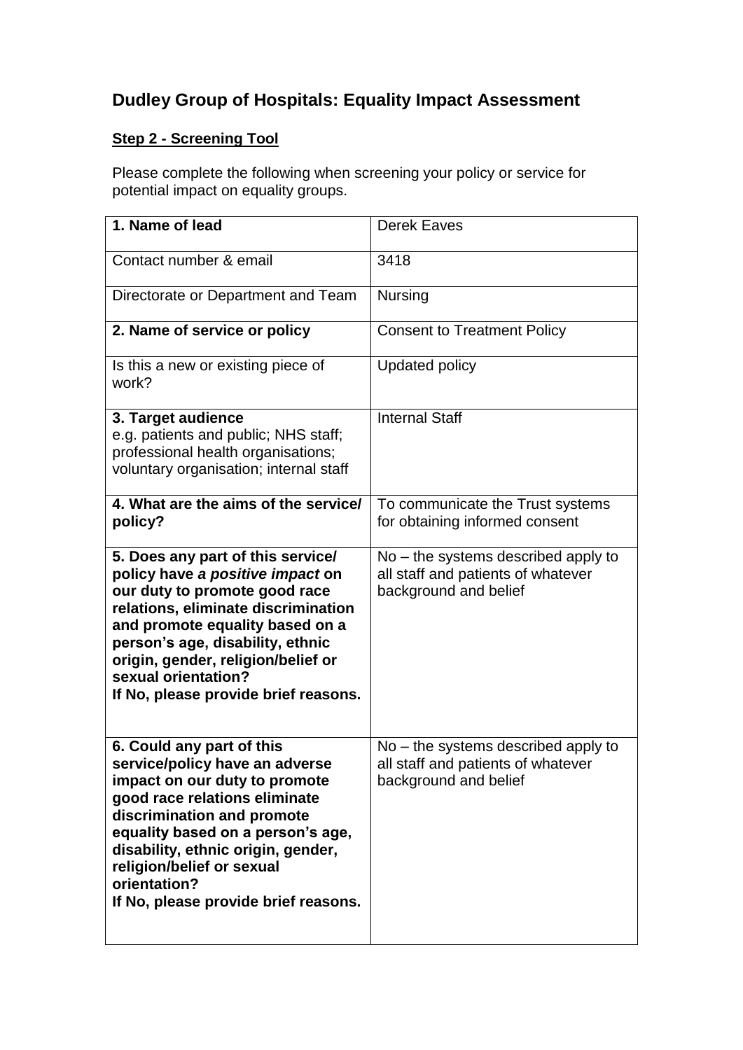## Dudley Group of Hospitals: Equality Impact Assessment

**Step 2 - Screening Tool**

Please complete the following when screening your policy or service for potential impact on equality groups.

| | |
|---|---|
| **1. Name of lead** | Derek Eaves |
| Contact number & email | 3418 |
| Directorate or Department and Team | Nursing |
| **2. Name of service or policy** | Consent to Treatment Policy |
| Is this a new or existing piece of work? | Updated policy |
| **3. Target audience** e.g. patients and public; NHS staff; professional health organisations; voluntary organisation; internal staff | Internal Staff |
| **4. What are the aims of the service/ policy?** | To communicate the Trust systems for obtaining informed consent |
| **5. Does any part of this service/ policy have *a positive impact* on our duty to promote good race relations, eliminate discrimination and promote equality based on a person's age, disability, ethnic origin, gender, religion/belief or sexual orientation? If No, please provide brief reasons.** | No – the systems described apply to all staff and patients of whatever background and belief |
| **6. Could any part of this service/policy have an adverse impact on our duty to promote good race relations eliminate discrimination and promote equality based on a person's age, disability, ethnic origin, gender, religion/belief or sexual orientation? If No, please provide brief reasons.** | No – the systems described apply to all staff and patients of whatever background and belief |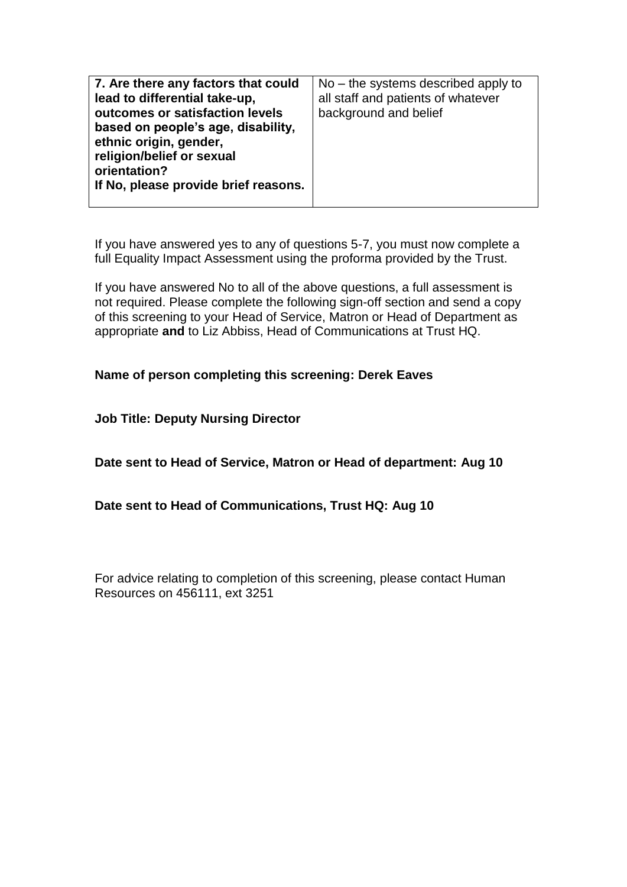| | |
|---|---|
| **7. Are there any factors that could lead to differential take-up, outcomes or satisfaction levels based on people's age, disability, ethnic origin, gender, religion/belief or sexual orientation?**<br>**If No, please provide brief reasons.** | No – the systems described apply to all staff and patients of whatever background and belief |

If you have answered yes to any of questions 5-7, you must now complete a full Equality Impact Assessment using the proforma provided by the Trust.

If you have answered No to all of the above questions, a full assessment is not required. Please complete the following sign-off section and send a copy of this screening to your Head of Service, Matron or Head of Department as appropriate **and** to Liz Abbiss, Head of Communications at Trust HQ.

**Name of person completing this screening: Derek Eaves**

**Job Title: Deputy Nursing Director**

**Date sent to Head of Service, Matron or Head of department: Aug 10**

**Date sent to Head of Communications, Trust HQ: Aug 10**

For advice relating to completion of this screening, please contact Human Resources on 456111, ext 3251